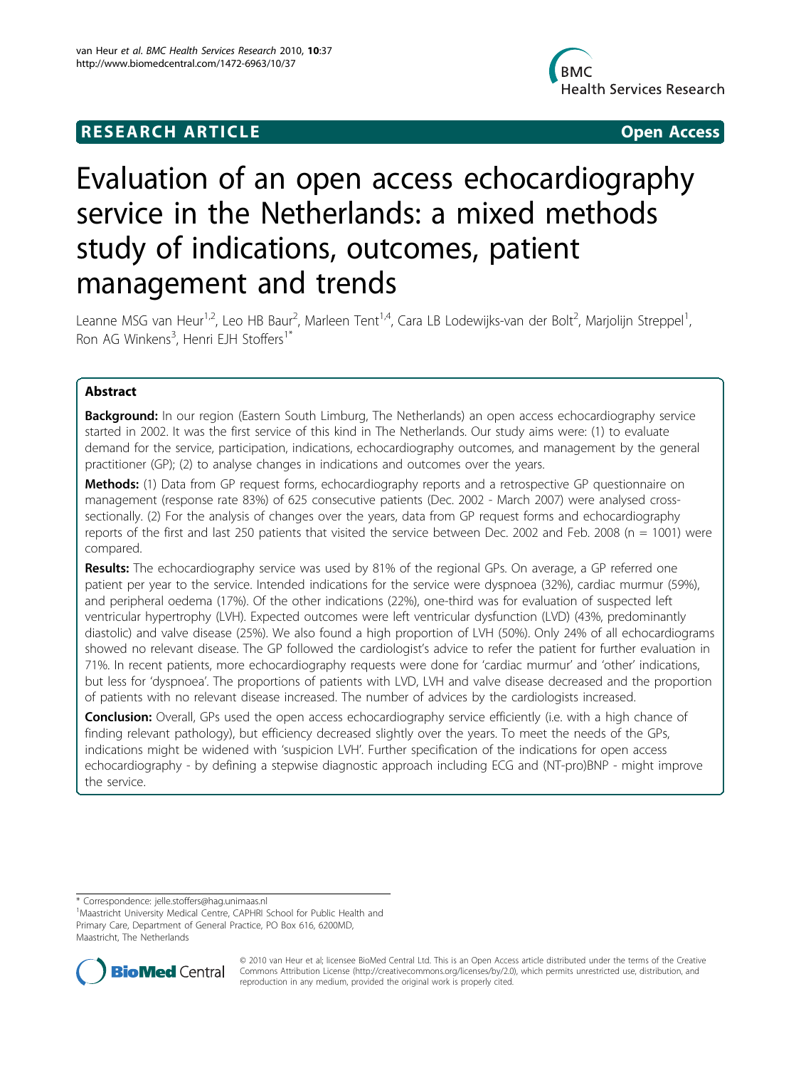RESEARCH ARTICLE Open Access

# Evaluation of an open access echocardiography service in the Netherlands: a mixed methods study of indications, outcomes, patient management and trends

Leanne MSG van Heur[1,2], Leo HB Baur[2], Marleen Tent[1,4], Cara LB Lodewijks-van der Bolt[2], Marjolijn Streppel[1], Ron AG Winkens[3], Henri EJH Stoffers[1*]

## Abstract

**Background:** In our region (Eastern South Limburg, The Netherlands) an open access echocardiography service started in 2002. It was the first service of this kind in The Netherlands. Our study aims were: (1) to evaluate demand for the service, participation, indications, echocardiography outcomes, and management by the general practitioner (GP); (2) to analyse changes in indications and outcomes over the years.

**Methods:** (1) Data from GP request forms, echocardiography reports and a retrospective GP questionnaire on management (response rate 83%) of 625 consecutive patients (Dec. 2002 - March 2007) were analysed cross-sectionally. (2) For the analysis of changes over the years, data from GP request forms and echocardiography reports of the first and last 250 patients that visited the service between Dec. 2002 and Feb. 2008 (n = 1001) were compared.

**Results:** The echocardiography service was used by 81% of the regional GPs. On average, a GP referred one patient per year to the service. Intended indications for the service were dyspnoea (32%), cardiac murmur (59%), and peripheral oedema (17%). Of the other indications (22%), one-third was for evaluation of suspected left ventricular hypertrophy (LVH). Expected outcomes were left ventricular dysfunction (LVD) (43%, predominantly diastolic) and valve disease (25%). We also found a high proportion of LVH (50%). Only 24% of all echocardiograms showed no relevant disease. The GP followed the cardiologist's advice to refer the patient for further evaluation in 71%. In recent patients, more echocardiography requests were done for 'cardiac murmur' and 'other' indications, but less for 'dyspnoea'. The proportions of patients with LVD, LVH and valve disease decreased and the proportion of patients with no relevant disease increased. The number of advices by the cardiologists increased.

**Conclusion:** Overall, GPs used the open access echocardiography service efficiently (i.e. with a high chance of finding relevant pathology), but efficiency decreased slightly over the years. To meet the needs of the GPs, indications might be widened with 'suspicion LVH'. Further specification of the indications for open access echocardiography - by defining a stepwise diagnostic approach including ECG and (NT-pro)BNP - might improve the service.

\* Correspondence: jelle.stoffers@hag.unimaas.nl

[1]Maastricht University Medical Centre, CAPHRI School for Public Health and Primary Care, Department of General Practice, PO Box 616, 6200MD, Maastricht, The Netherlands

© 2010 van Heur et al; licensee BioMed Central Ltd. This is an Open Access article distributed under the terms of the Creative Commons Attribution License (http://creativecommons.org/licenses/by/2.0), which permits unrestricted use, distribution, and reproduction in any medium, provided the original work is properly cited.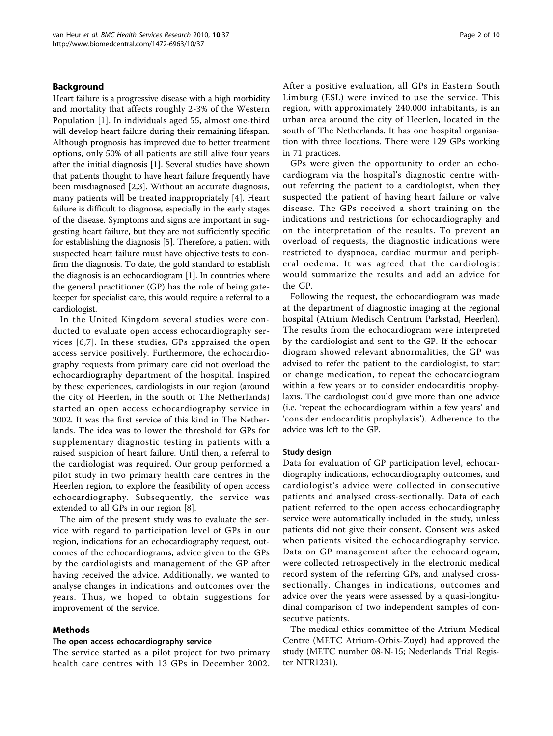## Background

Heart failure is a progressive disease with a high morbidity and mortality that affects roughly 2-3% of the Western Population [1]. In individuals aged 55, almost one-third will develop heart failure during their remaining lifespan. Although prognosis has improved due to better treatment options, only 50% of all patients are still alive four years after the initial diagnosis [1]. Several studies have shown that patients thought to have heart failure frequently have been misdiagnosed [2,3]. Without an accurate diagnosis, many patients will be treated inappropriately [4]. Heart failure is difficult to diagnose, especially in the early stages of the disease. Symptoms and signs are important in suggesting heart failure, but they are not sufficiently specific for establishing the diagnosis [5]. Therefore, a patient with suspected heart failure must have objective tests to confirm the diagnosis. To date, the gold standard to establish the diagnosis is an echocardiogram [1]. In countries where the general practitioner (GP) has the role of being gatekeeper for specialist care, this would require a referral to a cardiologist.

In the United Kingdom several studies were conducted to evaluate open access echocardiography services [6,7]. In these studies, GPs appraised the open access service positively. Furthermore, the echocardiography requests from primary care did not overload the echocardiography department of the hospital. Inspired by these experiences, cardiologists in our region (around the city of Heerlen, in the south of The Netherlands) started an open access echocardiography service in 2002. It was the first service of this kind in The Netherlands. The idea was to lower the threshold for GPs for supplementary diagnostic testing in patients with a raised suspicion of heart failure. Until then, a referral to the cardiologist was required. Our group performed a pilot study in two primary health care centres in the Heerlen region, to explore the feasibility of open access echocardiography. Subsequently, the service was extended to all GPs in our region [8].

The aim of the present study was to evaluate the service with regard to participation level of GPs in our region, indications for an echocardiography request, outcomes of the echocardiograms, advice given to the GPs by the cardiologists and management of the GP after having received the advice. Additionally, we wanted to analyse changes in indications and outcomes over the years. Thus, we hoped to obtain suggestions for improvement of the service.

## Methods

### The open access echocardiography service

The service started as a pilot project for two primary health care centres with 13 GPs in December 2002. After a positive evaluation, all GPs in Eastern South Limburg (ESL) were invited to use the service. This region, with approximately 240.000 inhabitants, is an urban area around the city of Heerlen, located in the south of The Netherlands. It has one hospital organisation with three locations. There were 129 GPs working in 71 practices.

GPs were given the opportunity to order an echocardiogram via the hospital's diagnostic centre without referring the patient to a cardiologist, when they suspected the patient of having heart failure or valve disease. The GPs received a short training on the indications and restrictions for echocardiography and on the interpretation of the results. To prevent an overload of requests, the diagnostic indications were restricted to dyspnoea, cardiac murmur and peripheral oedema. It was agreed that the cardiologist would summarize the results and add an advice for the GP.

Following the request, the echocardiogram was made at the department of diagnostic imaging at the regional hospital (Atrium Medisch Centrum Parkstad, Heerlen). The results from the echocardiogram were interpreted by the cardiologist and sent to the GP. If the echocardiogram showed relevant abnormalities, the GP was advised to refer the patient to the cardiologist, to start or change medication, to repeat the echocardiogram within a few years or to consider endocarditis prophylaxis. The cardiologist could give more than one advice (i.e. 'repeat the echocardiogram within a few years' and 'consider endocarditis prophylaxis'). Adherence to the advice was left to the GP.

### Study design

Data for evaluation of GP participation level, echocardiography indications, echocardiography outcomes, and cardiologist's advice were collected in consecutive patients and analysed cross-sectionally. Data of each patient referred to the open access echocardiography service were automatically included in the study, unless patients did not give their consent. Consent was asked when patients visited the echocardiography service. Data on GP management after the echocardiogram, were collected retrospectively in the electronic medical record system of the referring GPs, and analysed cross-sectionally. Changes in indications, outcomes and advice over the years were assessed by a quasi-longitudinal comparison of two independent samples of consecutive patients.

The medical ethics committee of the Atrium Medical Centre (METC Atrium-Orbis-Zuyd) had approved the study (METC number 08-N-15; Nederlands Trial Register NTR1231).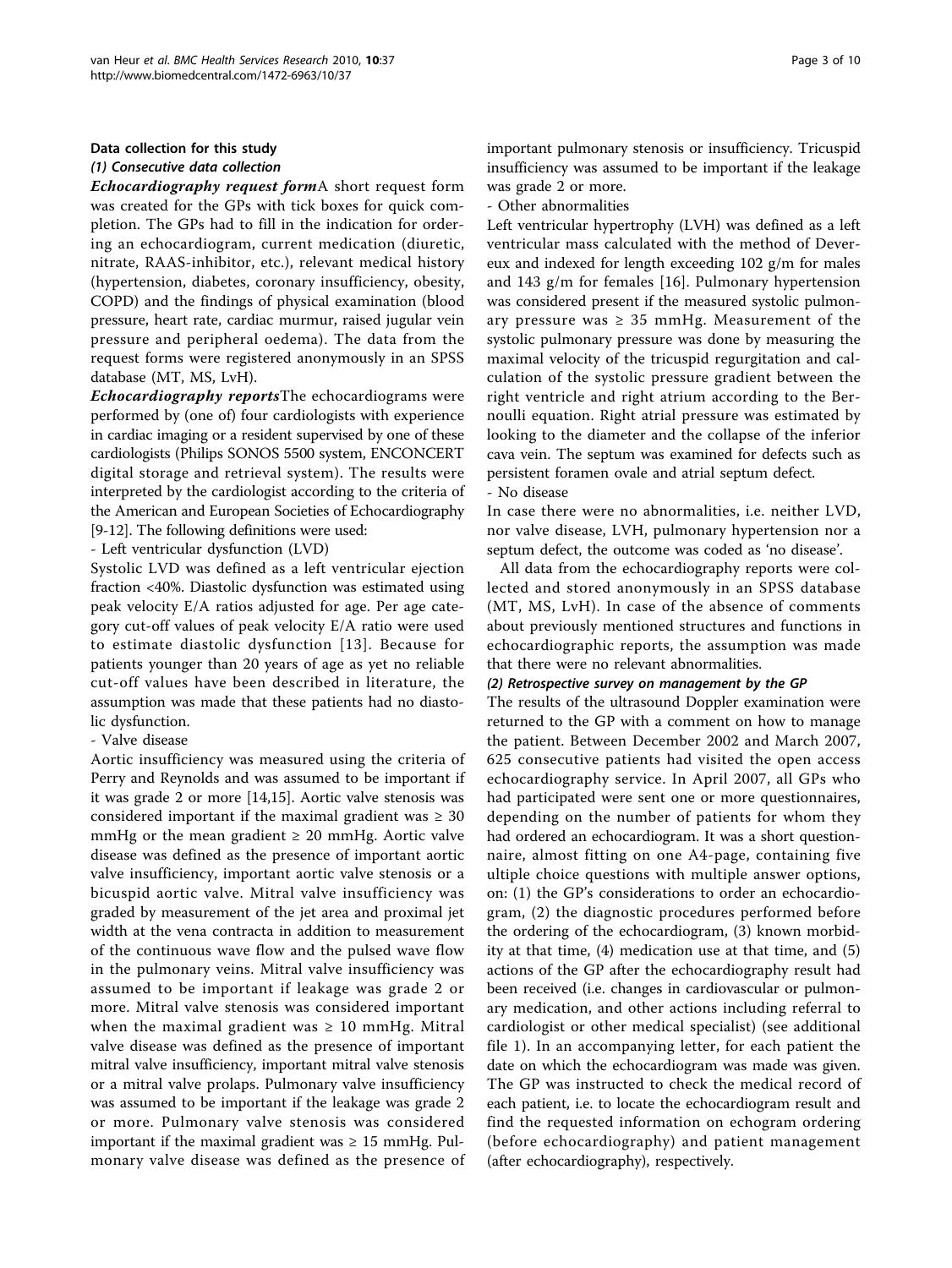### Data collection for this study

#### *(1) Consecutive data collection*

***Echocardiography request form*** A short request form was created for the GPs with tick boxes for quick completion. The GPs had to fill in the indication for ordering an echocardiogram, current medication (diuretic, nitrate, RAAS-inhibitor, etc.), relevant medical history (hypertension, diabetes, coronary insufficiency, obesity, COPD) and the findings of physical examination (blood pressure, heart rate, cardiac murmur, raised jugular vein pressure and peripheral oedema). The data from the request forms were registered anonymously in an SPSS database (MT, MS, LvH).

***Echocardiography reports*** The echocardiograms were performed by (one of) four cardiologists with experience in cardiac imaging or a resident supervised by one of these cardiologists (Philips SONOS 5500 system, ENCONCERT digital storage and retrieval system). The results were interpreted by the cardiologist according to the criteria of the American and European Societies of Echocardiography [9-12]. The following definitions were used:

- Left ventricular dysfunction (LVD)

Systolic LVD was defined as a left ventricular ejection fraction <40%. Diastolic dysfunction was estimated using peak velocity E/A ratios adjusted for age. Per age category cut-off values of peak velocity E/A ratio were used to estimate diastolic dysfunction [13]. Because for patients younger than 20 years of age as yet no reliable cut-off values have been described in literature, the assumption was made that these patients had no diastolic dysfunction.

- Valve disease

Aortic insufficiency was measured using the criteria of Perry and Reynolds and was assumed to be important if it was grade 2 or more [14,15]. Aortic valve stenosis was considered important if the maximal gradient was ≥ 30 mmHg or the mean gradient ≥ 20 mmHg. Aortic valve disease was defined as the presence of important aortic valve insufficiency, important aortic valve stenosis or a bicuspid aortic valve. Mitral valve insufficiency was graded by measurement of the jet area and proximal jet width at the vena contracta in addition to measurement of the continuous wave flow and the pulsed wave flow in the pulmonary veins. Mitral valve insufficiency was assumed to be important if leakage was grade 2 or more. Mitral valve stenosis was considered important when the maximal gradient was ≥ 10 mmHg. Mitral valve disease was defined as the presence of important mitral valve insufficiency, important mitral valve stenosis or a mitral valve prolaps. Pulmonary valve insufficiency was assumed to be important if the leakage was grade 2 or more. Pulmonary valve stenosis was considered important if the maximal gradient was ≥ 15 mmHg. Pulmonary valve disease was defined as the presence of important pulmonary stenosis or insufficiency. Tricuspid insufficiency was assumed to be important if the leakage was grade 2 or more.

- Other abnormalities

Left ventricular hypertrophy (LVH) was defined as a left ventricular mass calculated with the method of Devereux and indexed for length exceeding 102 g/m for males and 143 g/m for females [16]. Pulmonary hypertension was considered present if the measured systolic pulmonary pressure was ≥ 35 mmHg. Measurement of the systolic pulmonary pressure was done by measuring the maximal velocity of the tricuspid regurgitation and calculation of the systolic pressure gradient between the right ventricle and right atrium according to the Bernoulli equation. Right atrial pressure was estimated by looking to the diameter and the collapse of the inferior cava vein. The septum was examined for defects such as persistent foramen ovale and atrial septum defect.

- No disease

In case there were no abnormalities, i.e. neither LVD, nor valve disease, LVH, pulmonary hypertension nor a septum defect, the outcome was coded as 'no disease'.

All data from the echocardiography reports were collected and stored anonymously in an SPSS database (MT, MS, LvH). In case of the absence of comments about previously mentioned structures and functions in echocardiographic reports, the assumption was made that there were no relevant abnormalities.

#### *(2) Retrospective survey on management by the GP*

The results of the ultrasound Doppler examination were returned to the GP with a comment on how to manage the patient. Between December 2002 and March 2007, 625 consecutive patients had visited the open access echocardiography service. In April 2007, all GPs who had participated were sent one or more questionnaires, depending on the number of patients for whom they had ordered an echocardiogram. It was a short questionnaire, almost fitting on one A4-page, containing five ultiple choice questions with multiple answer options, on: (1) the GP's considerations to order an echocardiogram, (2) the diagnostic procedures performed before the ordering of the echocardiogram, (3) known morbidity at that time, (4) medication use at that time, and (5) actions of the GP after the echocardiography result had been received (i.e. changes in cardiovascular or pulmonary medication, and other actions including referral to cardiologist or other medical specialist) (see additional file 1). In an accompanying letter, for each patient the date on which the echocardiogram was made was given. The GP was instructed to check the medical record of each patient, i.e. to locate the echocardiogram result and find the requested information on echogram ordering (before echocardiography) and patient management (after echocardiography), respectively.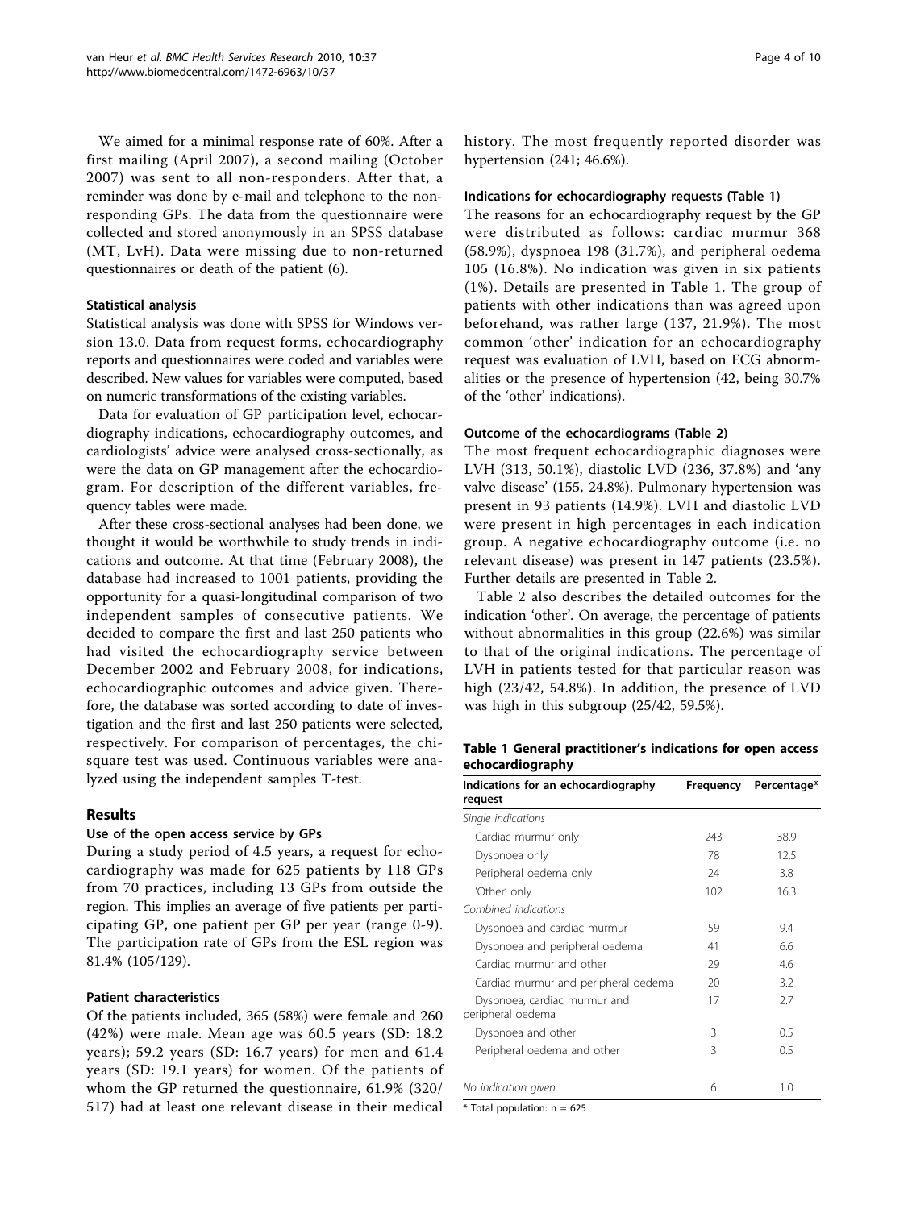We aimed for a minimal response rate of 60%. After a first mailing (April 2007), a second mailing (October 2007) was sent to all non-responders. After that, a reminder was done by e-mail and telephone to the non-responding GPs. The data from the questionnaire were collected and stored anonymously in an SPSS database (MT, LvH). Data were missing due to non-returned questionnaires or death of the patient (6).

### Statistical analysis

Statistical analysis was done with SPSS for Windows version 13.0. Data from request forms, echocardiography reports and questionnaires were coded and variables were described. New values for variables were computed, based on numeric transformations of the existing variables.

Data for evaluation of GP participation level, echocardiography indications, echocardiography outcomes, and cardiologists' advice were analysed cross-sectionally, as were the data on GP management after the echocardiogram. For description of the different variables, frequency tables were made.

After these cross-sectional analyses had been done, we thought it would be worthwhile to study trends in indications and outcome. At that time (February 2008), the database had increased to 1001 patients, providing the opportunity for a quasi-longitudinal comparison of two independent samples of consecutive patients. We decided to compare the first and last 250 patients who had visited the echocardiography service between December 2002 and February 2008, for indications, echocardiographic outcomes and advice given. Therefore, the database was sorted according to date of investigation and the first and last 250 patients were selected, respectively. For comparison of percentages, the chi-square test was used. Continuous variables were analyzed using the independent samples T-test.

## Results

### Use of the open access service by GPs

During a study period of 4.5 years, a request for echocardiography was made for 625 patients by 118 GPs from 70 practices, including 13 GPs from outside the region. This implies an average of five patients per participating GP, one patient per GP per year (range 0-9). The participation rate of GPs from the ESL region was 81.4% (105/129).

### Patient characteristics

Of the patients included, 365 (58%) were female and 260 (42%) were male. Mean age was 60.5 years (SD: 18.2 years); 59.2 years (SD: 16.7 years) for men and 61.4 years (SD: 19.1 years) for women. Of the patients of whom the GP returned the questionnaire, 61.9% (320/517) had at least one relevant disease in their medical history. The most frequently reported disorder was hypertension (241; 46.6%).

### Indications for echocardiography requests (Table 1)

The reasons for an echocardiography request by the GP were distributed as follows: cardiac murmur 368 (58.9%), dyspnoea 198 (31.7%), and peripheral oedema 105 (16.8%). No indication was given in six patients (1%). Details are presented in Table 1. The group of patients with other indications than was agreed upon beforehand, was rather large (137, 21.9%). The most common 'other' indication for an echocardiography request was evaluation of LVH, based on ECG abnormalities or the presence of hypertension (42, being 30.7% of the 'other' indications).

### Outcome of the echocardiograms (Table 2)

The most frequent echocardiographic diagnoses were LVH (313, 50.1%), diastolic LVD (236, 37.8%) and 'any valve disease' (155, 24.8%). Pulmonary hypertension was present in 93 patients (14.9%). LVH and diastolic LVD were present in high percentages in each indication group. A negative echocardiography outcome (i.e. no relevant disease) was present in 147 patients (23.5%). Further details are presented in Table 2.

Table 2 also describes the detailed outcomes for the indication 'other'. On average, the percentage of patients without abnormalities in this group (22.6%) was similar to that of the original indications. The percentage of LVH in patients tested for that particular reason was high (23/42, 54.8%). In addition, the presence of LVD was high in this subgroup (25/42, 59.5%).

**Table 1 General practitioner's indications for open access echocardiography**

| Indications for an echocardiography request | Frequency | Percentage* |
|---|---|---|
| *Single indications* | | |
| Cardiac murmur only | 243 | 38.9 |
| Dyspnoea only | 78 | 12.5 |
| Peripheral oedema only | 24 | 3.8 |
| 'Other' only | 102 | 16.3 |
| *Combined indications* | | |
| Dyspnoea and cardiac murmur | 59 | 9.4 |
| Dyspnoea and peripheral oedema | 41 | 6.6 |
| Cardiac murmur and other | 29 | 4.6 |
| Cardiac murmur and peripheral oedema | 20 | 3.2 |
| Dyspnoea, cardiac murmur and peripheral oedema | 17 | 2.7 |
| Dyspnoea and other | 3 | 0.5 |
| Peripheral oedema and other | 3 | 0.5 |
| *No indication given* | 6 | 1.0 |

\* Total population: n = 625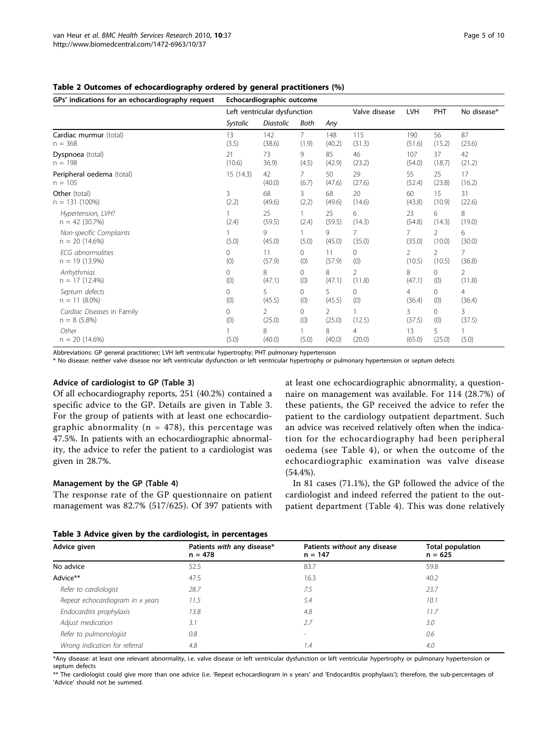**Table 2 Outcomes of echocardiography ordered by general practitioners (%)**

| GPs' indications for an echocardiography request | Echocardiographic outcome | | | | | | | |
|---|---|---|---|---|---|---|---|---|
| | Left ventricular dysfunction | | | | Valve disease | LVH | PHT | No disease* |
| | *Systolic* | *Diastolic* | *Both* | *Any* | | | | |
| Cardiac murmur (total) n = 368 | 13 (3.5) | 142 (38.6) | 7 (1.9) | 148 (40.2) | 115 (31.3) | 190 (51.6) | 56 (15.2) | 87 (23.6) |
| Dyspnoea (total) n = 198 | 21 (10.6) | 73 36.9) | 9 (4.5) | 85 (42.9) | 46 (23.2) | 107 (54.0) | 37 (18.7) | 42 (21.2) |
| Peripheral oedema (total) n = 105 | 15 (14.3) | 42 (40.0) | 7 (6.7) | 50 (47.6) | 29 (27.6) | 55 (52.4) | 25 (23.8) | 17 (16.2) |
| Other (total) n = 131 (100%) | 3 (2.2) | 68 (49.6) | 3 (2.2) | 68 (49.6) | 20 (14.6) | 60 (43.8) | 15 (10.9) | 31 (22.6) |
| *Hypertension, LVH?* n = 42 (30.7%) | 1 (2.4) | 25 (59.5) | 1 (2.4) | 25 (59.5) | 6 (14.3) | 23 (54.8) | 6 (14.3) | 8 (19.0) |
| *Non-specific Complaints* n = 20 (14.6%) | 1 (5.0) | 9 (45.0) | 1 (5.0) | 9 (45.0) | 7 (35.0) | 7 (35.0) | 2 (10.0) | 6 (30.0) |
| *ECG abnormalities* n = 19 (13.9%) | 0 (0) | 11 (57.9) | 0 (0) | 11 (57.9) | 0 (0) | 2 (10.5) | 2 (10.5) | 7 (36.8) |
| *Arrhythmias* n = 17 (12.4%) | 0 (0) | 8 (47.1) | 0 (0) | 8 (47.1) | 2 (11.8) | 8 (47.1) | 0 (0) | 2 (11.8) |
| *Septum defects* n = 11 (8.0%) | 0 (0) | 5 (45.5) | 0 (0) | 5 (45.5) | 0 (0) | 4 (36.4) | 0 (0) | 4 (36.4) |
| *Cardiac Diseases in Family* n = 8 (5.8%) | 0 (0) | 2 (25.0) | 0 (0) | 2 (25.0) | 1 (12.5) | 3 (37.5) | 0 (0) | 3 (37.5) |
| *Other* n = 20 (14.6%) | 1 (5.0) | 8 (40.0) | 1 (5.0) | 8 (40.0) | 4 (20.0) | 13 (65.0) | 5 (25.0) | 1 (5.0) |

Abbreviations: GP general practitioner; LVH left ventricular hypertrophy; PHT pulmonary hypertension

\* No disease: neither valve disease nor left ventricular dysfunction or left ventricular hypertrophy or pulmonary hypertension or septum defects

### Advice of cardiologist to GP (Table 3)

Of all echocardiography reports, 251 (40.2%) contained a specific advice to the GP. Details are given in Table 3. For the group of patients with at least one echocardiographic abnormality (n = 478), this percentage was 47.5%. In patients with an echocardiographic abnormality, the advice to refer the patient to a cardiologist was given in 28.7%.

### Management by the GP (Table 4)

The response rate of the GP questionnaire on patient management was 82.7% (517/625). Of 397 patients with at least one echocardiographic abnormality, a questionnaire on management was available. For 114 (28.7%) of these patients, the GP received the advice to refer the patient to the cardiology outpatient department. Such an advice was received relatively often when the indication for the echocardiography had been peripheral oedema (see Table 4), or when the outcome of the echocardiographic examination was valve disease (54.4%).

In 81 cases (71.1%), the GP followed the advice of the cardiologist and indeed referred the patient to the outpatient department (Table 4). This was done relatively

**Table 3 Advice given by the cardiologist, in percentages**

| Advice given | Patients *with* any disease* n = 478 | Patients *without* any disease n = 147 | Total population n = 625 |
|---|---|---|---|
| No advice | 52.5 | 83.7 | 59.8 |
| Advice** | 47.5 | 16.3 | 40.2 |
| *Refer to cardiologist* | *28.7* | *7.5* | *23.7* |
| *Repeat echocardiogram in x years* | *11.5* | *5.4* | *10.1* |
| *Endocarditis prophylaxis* | *13.8* | *4.8* | *11.7* |
| *Adjust medication* | *3.1* | *2.7* | *3.0* |
| *Refer to pulmonologist* | *0.8* | - | *0.6* |
| *Wrong indication for referral* | *4.8* | *1.4* | *4.0* |

\*Any disease: at least one relevant abnormality, i.e. valve disease or left ventricular dysfunction or left ventricular hypertrophy or pulmonary hypertension or septum defects

\*\* The cardiologist could give more than one advice (i.e. 'Repeat echocardiogram in x years' and 'Endocarditis prophylaxis'); therefore, the sub-percentages of 'Advice' should not be summed.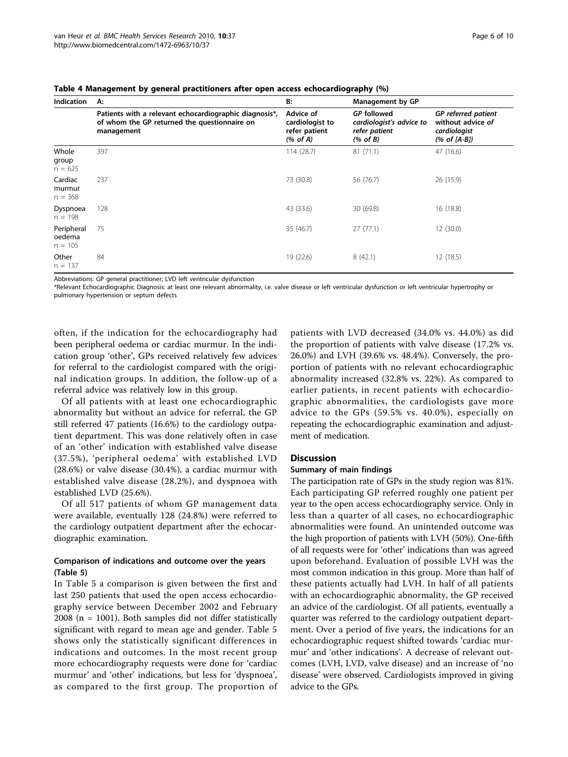**Table 4 Management by general practitioners after open access echocardiography (%)**

| Indication | A: | B: | Management by GP | |
|---|---|---|---|---|
| | Patients with a relevant echocardiographic diagnosis*, of whom the GP returned the questionnaire on management | Advice of cardiologist to refer patient (% of A) | GP followed cardiologist's advice to refer patient (% of B) | GP referred patient without advice of cardiologist (% of [A-B]) |
| Whole group n = 625 | 397 | 114 (28.7) | 81 (71.1) | 47 (16.6) |
| Cardiac murmur n = 368 | 237 | 73 (30.8) | 56 (76.7) | 26 (15.9) |
| Dyspnoea n = 198 | 128 | 43 (33.6) | 30 (69.8) | 16 (18.8) |
| Peripheral oedema n = 105 | 75 | 35 (46.7) | 27 (77.1) | 12 (30.0) |
| Other n = 137 | 84 | 19 (22.6) | 8 (42.1) | 12 (18.5) |

Abbreviations: GP general practitioner; LVD left ventricular dysfunction

*Relevant Echocardiographic Diagnosis: at least one relevant abnormality, i.e. valve disease or left ventricular dysfunction or left ventricular hypertrophy or pulmonary hypertension or septum defects

often, if the indication for the echocardiography had been peripheral oedema or cardiac murmur. In the indication group 'other', GPs received relatively few advices for referral to the cardiologist compared with the original indication groups. In addition, the follow-up of a referral advice was relatively low in this group.

Of all patients with at least one echocardiographic abnormality but without an advice for referral, the GP still referred 47 patients (16.6%) to the cardiology outpatient department. This was done relatively often in case of an 'other' indication with established valve disease (37.5%), 'peripheral oedema' with established LVD (28.6%) or valve disease (30.4%), a cardiac murmur with established valve disease (28.2%), and dyspnoea with established LVD (25.6%).

Of all 517 patients of whom GP management data were available, eventually 128 (24.8%) were referred to the cardiology outpatient department after the echocardiographic examination.

### Comparison of indications and outcome over the years (Table 5)

In Table 5 a comparison is given between the first and last 250 patients that used the open access echocardiography service between December 2002 and February 2008 (n = 1001). Both samples did not differ statistically significant with regard to mean age and gender. Table 5 shows only the statistically significant differences in indications and outcomes. In the most recent group more echocardiography requests were done for 'cardiac murmur' and 'other' indications, but less for 'dyspnoea', as compared to the first group. The proportion of patients with LVD decreased (34.0% vs. 44.0%) as did the proportion of patients with valve disease (17.2% vs. 26.0%) and LVH (39.6% vs. 48.4%). Conversely, the proportion of patients with no relevant echocardiographic abnormality increased (32.8% vs. 22%). As compared to earlier patients, in recent patients with echocardiographic abnormalities, the cardiologists gave more advice to the GPs (59.5% vs. 40.0%), especially on repeating the echocardiographic examination and adjustment of medication.

## Discussion

### Summary of main findings

The participation rate of GPs in the study region was 81%. Each participating GP referred roughly one patient per year to the open access echocardiography service. Only in less than a quarter of all cases, no echocardiographic abnormalities were found. An unintended outcome was the high proportion of patients with LVH (50%). One-fifth of all requests were for 'other' indications than was agreed upon beforehand. Evaluation of possible LVH was the most common indication in this group. More than half of these patients actually had LVH. In half of all patients with an echocardiographic abnormality, the GP received an advice of the cardiologist. Of all patients, eventually a quarter was referred to the cardiology outpatient department. Over a period of five years, the indications for an echocardiographic request shifted towards 'cardiac murmur' and 'other indications'. A decrease of relevant outcomes (LVH, LVD, valve disease) and an increase of 'no disease' were observed. Cardiologists improved in giving advice to the GPs.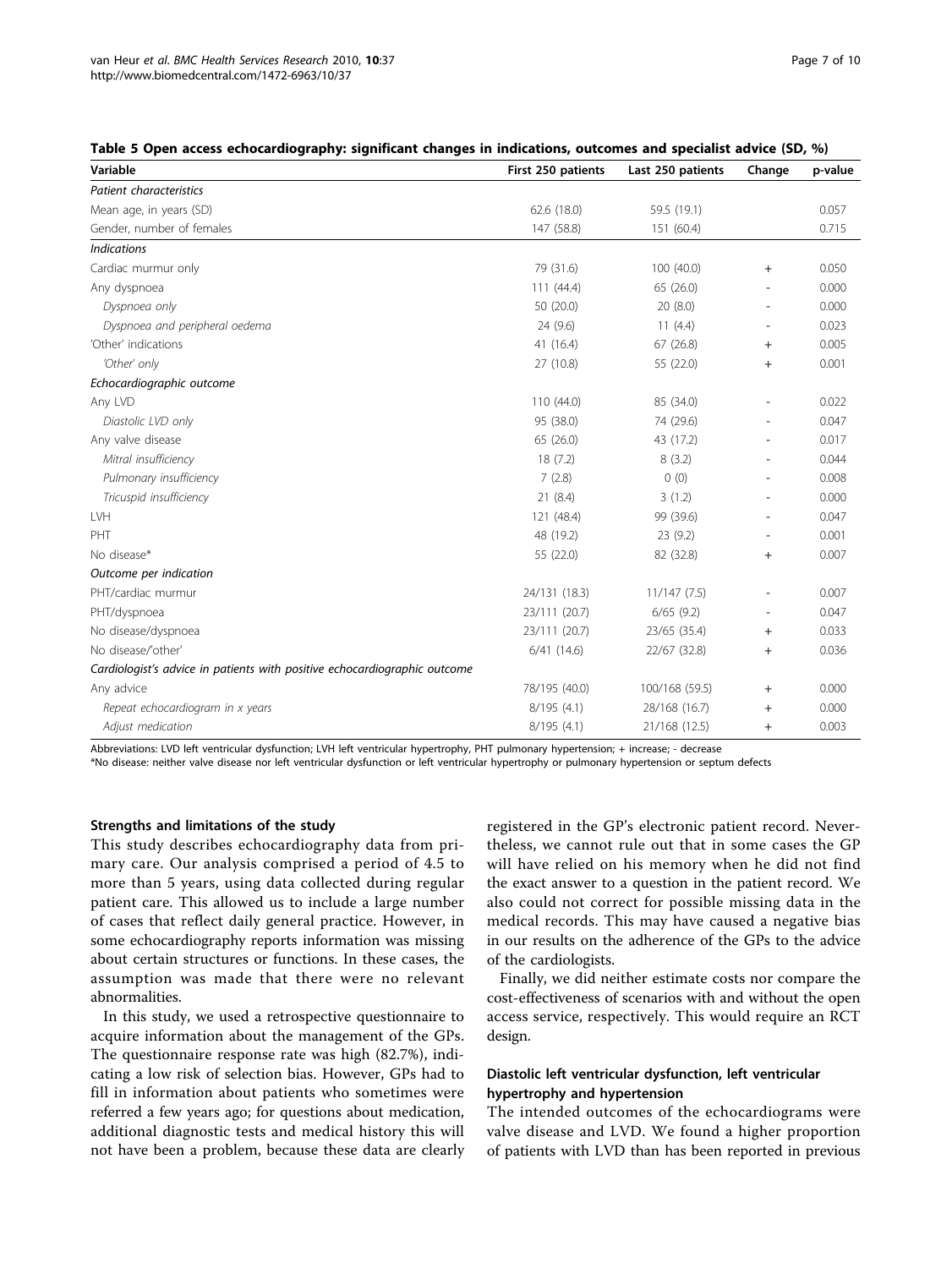**Table 5 Open access echocardiography: significant changes in indications, outcomes and specialist advice (SD, %)**

| Variable | First 250 patients | Last 250 patients | Change | p-value |
|---|---|---|---|---|
| *Patient characteristics* | | | | |
| Mean age, in years (SD) | 62.6 (18.0) | 59.5 (19.1) | | 0.057 |
| Gender, number of females | 147 (58.8) | 151 (60.4) | | 0.715 |
| *Indications* | | | | |
| Cardiac murmur only | 79 (31.6) | 100 (40.0) | + | 0.050 |
| Any dyspnoea | 111 (44.4) | 65 (26.0) | - | 0.000 |
| *Dyspnoea only* | 50 (20.0) | 20 (8.0) | - | 0.000 |
| *Dyspnoea and peripheral oedema* | 24 (9.6) | 11 (4.4) | - | 0.023 |
| 'Other' indications | 41 (16.4) | 67 (26.8) | + | 0.005 |
| *'Other' only* | 27 (10.8) | 55 (22.0) | + | 0.001 |
| *Echocardiographic outcome* | | | | |
| Any LVD | 110 (44.0) | 85 (34.0) | - | 0.022 |
| *Diastolic LVD only* | 95 (38.0) | 74 (29.6) | - | 0.047 |
| Any valve disease | 65 (26.0) | 43 (17.2) | - | 0.017 |
| *Mitral insufficiency* | 18 (7.2) | 8 (3.2) | - | 0.044 |
| *Pulmonary insufficiency* | 7 (2.8) | 0 (0) | - | 0.008 |
| *Tricuspid insufficiency* | 21 (8.4) | 3 (1.2) | - | 0.000 |
| LVH | 121 (48.4) | 99 (39.6) | - | 0.047 |
| PHT | 48 (19.2) | 23 (9.2) | - | 0.001 |
| No disease* | 55 (22.0) | 82 (32.8) | + | 0.007 |
| *Outcome per indication* | | | | |
| PHT/cardiac murmur | 24/131 (18.3) | 11/147 (7.5) | - | 0.007 |
| PHT/dyspnoea | 23/111 (20.7) | 6/65 (9.2) | - | 0.047 |
| No disease/dyspnoea | 23/111 (20.7) | 23/65 (35.4) | + | 0.033 |
| No disease/'other' | 6/41 (14.6) | 22/67 (32.8) | + | 0.036 |
| *Cardiologist's advice in patients with positive echocardiographic outcome* | | | | |
| Any advice | 78/195 (40.0) | 100/168 (59.5) | + | 0.000 |
| *Repeat echocardiogram in x years* | 8/195 (4.1) | 28/168 (16.7) | + | 0.000 |
| *Adjust medication* | 8/195 (4.1) | 21/168 (12.5) | + | 0.003 |

Abbreviations: LVD left ventricular dysfunction; LVH left ventricular hypertrophy, PHT pulmonary hypertension; + increase; - decrease

*No disease: neither valve disease nor left ventricular dysfunction or left ventricular hypertrophy or pulmonary hypertension or septum defects

#### Strengths and limitations of the study

This study describes echocardiography data from primary care. Our analysis comprised a period of 4.5 to more than 5 years, using data collected during regular patient care. This allowed us to include a large number of cases that reflect daily general practice. However, in some echocardiography reports information was missing about certain structures or functions. In these cases, the assumption was made that there were no relevant abnormalities.

In this study, we used a retrospective questionnaire to acquire information about the management of the GPs. The questionnaire response rate was high (82.7%), indicating a low risk of selection bias. However, GPs had to fill in information about patients who sometimes were referred a few years ago; for questions about medication, additional diagnostic tests and medical history this will not have been a problem, because these data are clearly registered in the GP's electronic patient record. Nevertheless, we cannot rule out that in some cases the GP will have relied on his memory when he did not find the exact answer to a question in the patient record. We also could not correct for possible missing data in the medical records. This may have caused a negative bias in our results on the adherence of the GPs to the advice of the cardiologists.

Finally, we did neither estimate costs nor compare the cost-effectiveness of scenarios with and without the open access service, respectively. This would require an RCT design.

#### Diastolic left ventricular dysfunction, left ventricular hypertrophy and hypertension

The intended outcomes of the echocardiograms were valve disease and LVD. We found a higher proportion of patients with LVD than has been reported in previous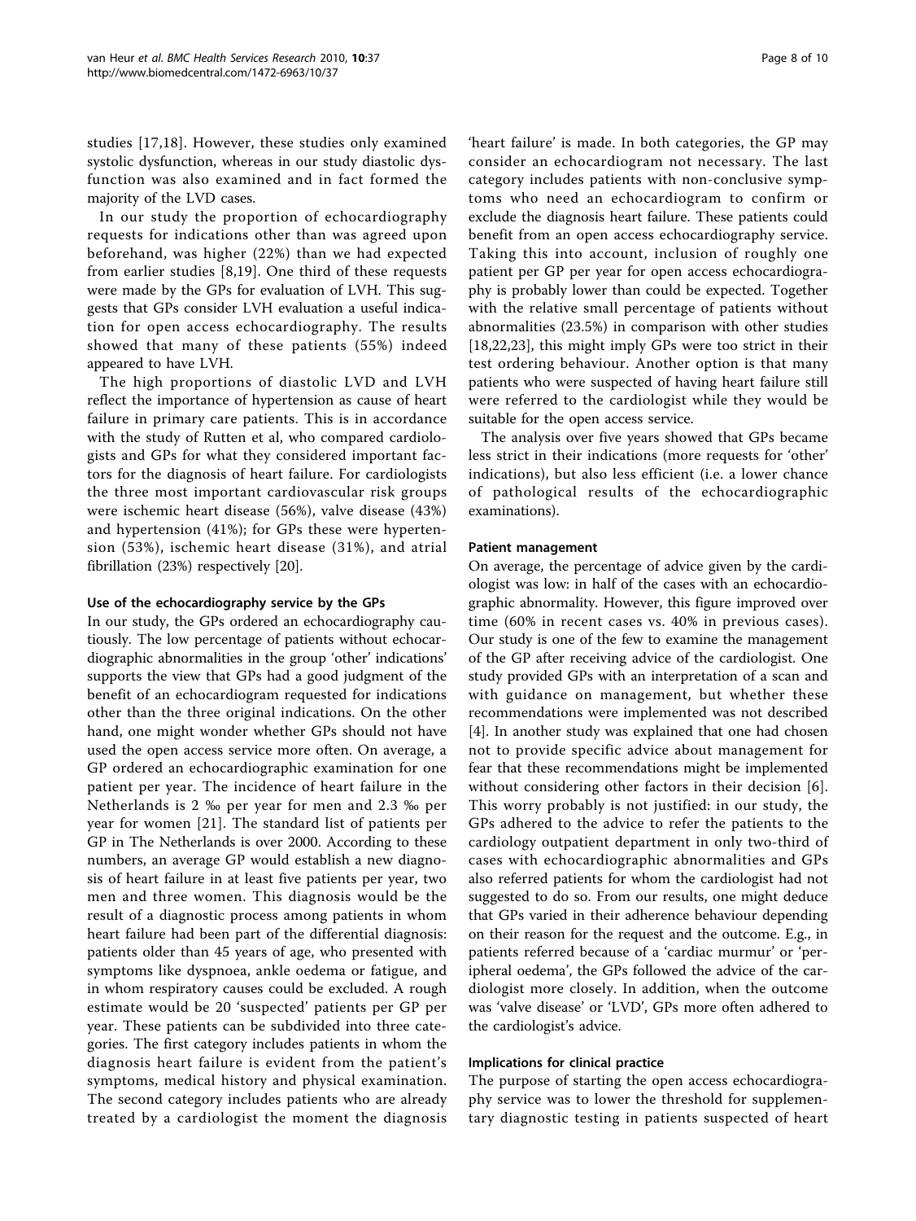studies [17,18]. However, these studies only examined systolic dysfunction, whereas in our study diastolic dysfunction was also examined and in fact formed the majority of the LVD cases.

In our study the proportion of echocardiography requests for indications other than was agreed upon beforehand, was higher (22%) than we had expected from earlier studies [8,19]. One third of these requests were made by the GPs for evaluation of LVH. This suggests that GPs consider LVH evaluation a useful indication for open access echocardiography. The results showed that many of these patients (55%) indeed appeared to have LVH.

The high proportions of diastolic LVD and LVH reflect the importance of hypertension as cause of heart failure in primary care patients. This is in accordance with the study of Rutten et al, who compared cardiologists and GPs for what they considered important factors for the diagnosis of heart failure. For cardiologists the three most important cardiovascular risk groups were ischemic heart disease (56%), valve disease (43%) and hypertension (41%); for GPs these were hypertension (53%), ischemic heart disease (31%), and atrial fibrillation (23%) respectively [20].

#### Use of the echocardiography service by the GPs

In our study, the GPs ordered an echocardiography cautiously. The low percentage of patients without echocardiographic abnormalities in the group 'other' indications' supports the view that GPs had a good judgment of the benefit of an echocardiogram requested for indications other than the three original indications. On the other hand, one might wonder whether GPs should not have used the open access service more often. On average, a GP ordered an echocardiographic examination for one patient per year. The incidence of heart failure in the Netherlands is 2 ‰ per year for men and 2.3 ‰ per year for women [21]. The standard list of patients per GP in The Netherlands is over 2000. According to these numbers, an average GP would establish a new diagnosis of heart failure in at least five patients per year, two men and three women. This diagnosis would be the result of a diagnostic process among patients in whom heart failure had been part of the differential diagnosis: patients older than 45 years of age, who presented with symptoms like dyspnoea, ankle oedema or fatigue, and in whom respiratory causes could be excluded. A rough estimate would be 20 'suspected' patients per GP per year. These patients can be subdivided into three categories. The first category includes patients in whom the diagnosis heart failure is evident from the patient's symptoms, medical history and physical examination. The second category includes patients who are already treated by a cardiologist the moment the diagnosis 'heart failure' is made. In both categories, the GP may consider an echocardiogram not necessary. The last category includes patients with non-conclusive symptoms who need an echocardiogram to confirm or exclude the diagnosis heart failure. These patients could benefit from an open access echocardiography service. Taking this into account, inclusion of roughly one patient per GP per year for open access echocardiography is probably lower than could be expected. Together with the relative small percentage of patients without abnormalities (23.5%) in comparison with other studies [18,22,23], this might imply GPs were too strict in their test ordering behaviour. Another option is that many patients who were suspected of having heart failure still were referred to the cardiologist while they would be suitable for the open access service.

The analysis over five years showed that GPs became less strict in their indications (more requests for 'other' indications), but also less efficient (i.e. a lower chance of pathological results of the echocardiographic examinations).

#### Patient management

On average, the percentage of advice given by the cardiologist was low: in half of the cases with an echocardiographic abnormality. However, this figure improved over time (60% in recent cases vs. 40% in previous cases). Our study is one of the few to examine the management of the GP after receiving advice of the cardiologist. One study provided GPs with an interpretation of a scan and with guidance on management, but whether these recommendations were implemented was not described [4]. In another study was explained that one had chosen not to provide specific advice about management for fear that these recommendations might be implemented without considering other factors in their decision [6]. This worry probably is not justified: in our study, the GPs adhered to the advice to refer the patients to the cardiology outpatient department in only two-third of cases with echocardiographic abnormalities and GPs also referred patients for whom the cardiologist had not suggested to do so. From our results, one might deduce that GPs varied in their adherence behaviour depending on their reason for the request and the outcome. E.g., in patients referred because of a 'cardiac murmur' or 'peripheral oedema', the GPs followed the advice of the cardiologist more closely. In addition, when the outcome was 'valve disease' or 'LVD', GPs more often adhered to the cardiologist's advice.

#### Implications for clinical practice

The purpose of starting the open access echocardiography service was to lower the threshold for supplementary diagnostic testing in patients suspected of heart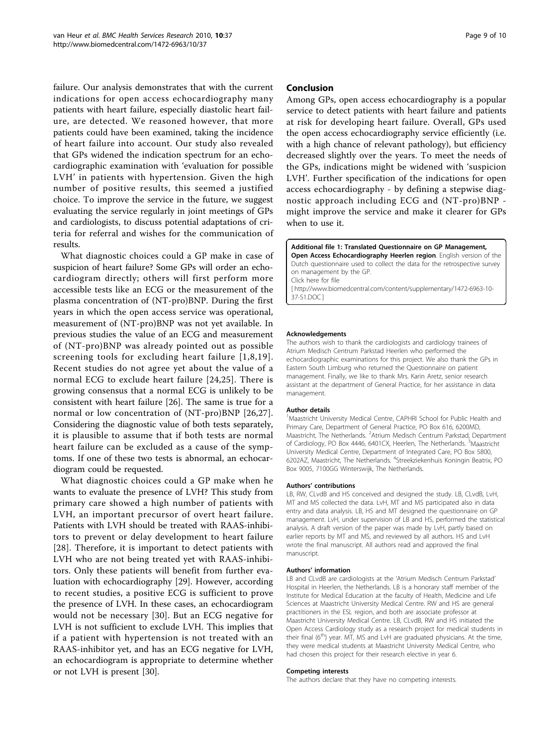failure. Our analysis demonstrates that with the current indications for open access echocardiography many patients with heart failure, especially diastolic heart failure, are detected. We reasoned however, that more patients could have been examined, taking the incidence of heart failure into account. Our study also revealed that GPs widened the indication spectrum for an echocardiographic examination with 'evaluation for possible LVH' in patients with hypertension. Given the high number of positive results, this seemed a justified choice. To improve the service in the future, we suggest evaluating the service regularly in joint meetings of GPs and cardiologists, to discuss potential adaptations of criteria for referral and wishes for the communication of results.

What diagnostic choices could a GP make in case of suspicion of heart failure? Some GPs will order an echocardiogram directly; others will first perform more accessible tests like an ECG or the measurement of the plasma concentration of (NT-pro)BNP. During the first years in which the open access service was operational, measurement of (NT-pro)BNP was not yet available. In previous studies the value of an ECG and measurement of (NT-pro)BNP was already pointed out as possible screening tools for excluding heart failure [1,8,19]. Recent studies do not agree yet about the value of a normal ECG to exclude heart failure [24,25]. There is growing consensus that a normal ECG is unlikely to be consistent with heart failure [26]. The same is true for a normal or low concentration of (NT-pro)BNP [26,27]. Considering the diagnostic value of both tests separately, it is plausible to assume that if both tests are normal heart failure can be excluded as a cause of the symptoms. If one of these two tests is abnormal, an echocardiogram could be requested.

What diagnostic choices could a GP make when he wants to evaluate the presence of LVH? This study from primary care showed a high number of patients with LVH, an important precursor of overt heart failure. Patients with LVH should be treated with RAAS-inhibitors to prevent or delay development to heart failure [28]. Therefore, it is important to detect patients with LVH who are not being treated yet with RAAS-inhibitors. Only these patients will benefit from further evaluation with echocardiography [29]. However, according to recent studies, a positive ECG is sufficient to prove the presence of LVH. In these cases, an echocardiogram would not be necessary [30]. But an ECG negative for LVH is not sufficient to exclude LVH. This implies that if a patient with hypertension is not treated with an RAAS-inhibitor yet, and has an ECG negative for LVH, an echocardiogram is appropriate to determine whether or not LVH is present [30].

## Conclusion

Among GPs, open access echocardiography is a popular service to detect patients with heart failure and patients at risk for developing heart failure. Overall, GPs used the open access echocardiography service efficiently (i.e. with a high chance of relevant pathology), but efficiency decreased slightly over the years. To meet the needs of the GPs, indications might be widened with 'suspicion LVH'. Further specification of the indications for open access echocardiography - by defining a stepwise diagnostic approach including ECG and (NT-pro)BNP - might improve the service and make it clearer for GPs when to use it.

**Additional file 1: Translated Questionnaire on GP Management, Open Access Echocardiography Heerlen region**. English version of the Dutch questionnaire used to collect the data for the retrospective survey on management by the GP.
Click here for file
[ http://www.biomedcentral.com/content/supplementary/1472-6963-10-37-S1.DOC ]

### Acknowledgements

The authors wish to thank the cardiologists and cardiology trainees of Atrium Medisch Centrum Parkstad Heerlen who performed the echocardiographic examinations for this project. We also thank the GPs in Eastern South Limburg who returned the Questionnaire on patient management. Finally, we like to thank Mrs. Karin Aretz, senior research assistant at the department of General Practice, for her assistance in data management.

### Author details

[1]Maastricht University Medical Centre, CAPHRI School for Public Health and Primary Care, Department of General Practice, PO Box 616, 6200MD, Maastricht, The Netherlands. [2]Atrium Medisch Centrum Parkstad, Department of Cardiology, PO Box 4446, 6401CX, Heerlen, The Netherlands. [3]Maastricht University Medical Centre, Department of Integrated Care, PO Box 5800, 6202AZ, Maastricht, The Netherlands. [4]Streekziekenhuis Koningin Beatrix, PO Box 9005, 7100GG Winterswijk, The Netherlands.

### Authors' contributions

LB, RW, CLvdB and HS conceived and designed the study. LB, CLvdB, LvH, MT and MS collected the data. LvH, MT and MS participated also in data entry and data analysis. LB, HS and MT designed the questionnaire on GP management. LvH, under supervision of LB and HS, performed the statistical analysis. A draft version of the paper was made by LvH, partly based on earlier reports by MT and MS, and reviewed by all authors. HS and LvH wrote the final manuscript. All authors read and approved the final manuscript.

### Authors' information

LB and CLvdB are cardiologists at the 'Atrium Medisch Centrum Parkstad' Hospital in Heerlen, the Netherlands. LB is a honorary staff member of the Institute for Medical Education at the faculty of Health, Medicine and Life Sciences at Maastricht University Medical Centre. RW and HS are general practitioners in the ESL region, and both are associate professor at Maastricht University Medical Centre. LB, CLvdB, RW and HS initiated the Open Access Cardiology study as a research project for medical students in their final (6th) year. MT, MS and LvH are graduated physicians. At the time, they were medical students at Maastricht University Medical Centre, who had chosen this project for their research elective in year 6.

### Competing interests

The authors declare that they have no competing interests.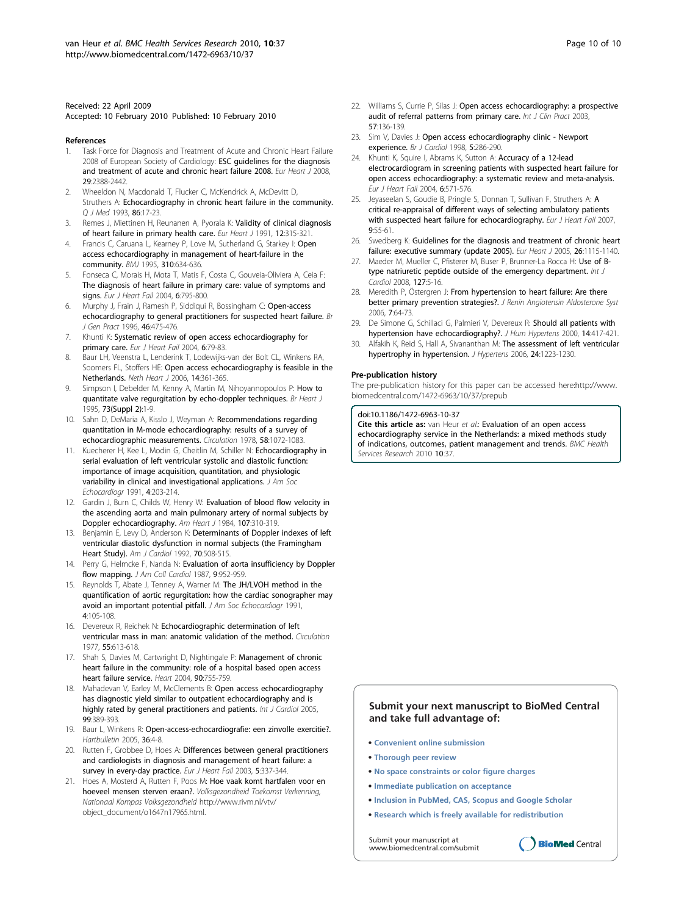Received: 22 April 2009
Accepted: 10 February 2010 Published: 10 February 2010

## References

1. Task Force for Diagnosis and Treatment of Acute and Chronic Heart Failure 2008 of European Society of Cardiology: **ESC guidelines for the diagnosis and treatment of acute and chronic heart failure 2008.** *Eur Heart J* 2008, **29**:2388-2442.
2. Wheeldon N, Macdonald T, Flucker C, McKendrick A, McDevitt D, Struthers A: **Echocardiography in chronic heart failure in the community.** *Q J Med* 1993, **86**:17-23.
3. Remes J, Miettinen H, Reunanen A, Pyorala K: **Validity of clinical diagnosis of heart failure in primary health care.** *Eur Heart J* 1991, **12**:315-321.
4. Francis C, Caruana L, Kearney P, Love M, Sutherland G, Starkey I: **Open access echocardiography in management of heart-failure in the community.** *BMJ* 1995, **310**:634-636.
5. Fonseca C, Morais H, Mota T, Matis F, Costa C, Gouveia-Oliviera A, Ceia F: **The diagnosis of heart failure in primary care: value of symptoms and signs.** *Eur J Heart Fail* 2004, **6**:795-800.
6. Murphy J, Frain J, Ramesh P, Siddiqui R, Bossingham C: **Open-access echocardiography to general practitioners for suspected heart failure.** *Br J Gen Pract* 1996, **46**:475-476.
7. Khunti K: **Systematic review of open access echocardiography for primary care.** *Eur J Heart Fail* 2004, **6**:79-83.
8. Baur LH, Veenstra L, Lenderink T, Lodewijks-van der Bolt CL, Winkens RA, Soomers FL, Stoffers HE: **Open access echocardiography is feasible in the Netherlands.** *Neth Heart J* 2006, **14**:361-365.
9. Simpson I, Debelder M, Kenny A, Martin M, Nihoyannopoulos P: **How to quantitate valve regurgitation by echo-doppler techniques.** *Br Heart J* 1995, **73(Suppl 2)**:1-9.
10. Sahn D, DeMaria A, Kisslo J, Weyman A: **Recommendations regarding quantitation in M-mode echocardiography: results of a survey of echocardiographic measurements.** *Circulation* 1978, **58**:1072-1083.
11. Kuecherer H, Kee L, Modin G, Cheitlin M, Schiller N: **Echocardiography in serial evaluation of left ventricular systolic and diastolic function: importance of image acquisition, quantitation, and physiologic variability in clinical and investigational applications.** *J Am Soc Echocardiogr* 1991, **4**:203-214.
12. Gardin J, Burn C, Childs W, Henry W: **Evaluation of blood flow velocity in the ascending aorta and main pulmonary artery of normal subjects by Doppler echocardiography.** *Am Heart J* 1984, **107**:310-319.
13. Benjamin E, Levy D, Anderson K: **Determinants of Doppler indexes of left ventricular diastolic dysfunction in normal subjects (the Framingham Heart Study).** *Am J Cardiol* 1992, **70**:508-515.
14. Perry G, Helmcke F, Nanda N: **Evaluation of aorta insufficiency by Doppler flow mapping.** *J Am Coll Cardiol* 1987, **9**:952-959.
15. Reynolds T, Abate J, Tenney A, Warner M: **The JH/LVOH method in the quantification of aortic regurgitation: how the cardiac sonographer may avoid an important potential pitfall.** *J Am Soc Echocardiogr* 1991, **4**:105-108.
16. Devereux R, Reichek N: **Echocardiographic determination of left ventricular mass in man: anatomic validation of the method.** *Circulation* 1977, **55**:613-618.
17. Shah S, Davies M, Cartwright D, Nightingale P: **Management of chronic heart failure in the community: role of a hospital based open access heart failure service.** *Heart* 2004, **90**:755-759.
18. Mahadevan V, Earley M, McClements B: **Open access echocardiography has diagnostic yield similar to outpatient echocardiography and is highly rated by general practitioners and patients.** *Int J Cardiol* 2005, **99**:389-393.
19. Baur L, Winkens R: **Open-access-echocardiografie: een zinvolle exercitie?.** *Hartbulletin* 2005, **36**:4-8.
20. Rutten F, Grobbee D, Hoes A: **Differences between general practitioners and cardiologists in diagnosis and management of heart failure: a survey in every-day practice.** *Eur J Heart Fail* 2003, **5**:337-344.
21. Hoes A, Mosterd A, Rutten F, Poos M: **Hoe vaak komt hartfalen voor en hoeveel mensen sterven eraan?.** *Volksgezondheid Toekomst Verkenning, Nationaal Kompas Volksgezondheid* http://www.rivm.nl/vtv/object_document/o1647n17965.html.
22. Williams S, Currie P, Silas J: **Open access echocardiography: a prospective audit of referral patterns from primary care.** *Int J Clin Pract* 2003, **57**:136-139.
23. Sim V, Davies J: **Open access echocardiography clinic - Newport experience.** *Br J Cardiol* 1998, **5**:286-290.
24. Khunti K, Squire I, Abrams K, Sutton A: **Accuracy of a 12-lead electrocardiogram in screening patients with suspected heart failure for open access echocardiography: a systematic review and meta-analysis.** *Eur J Heart Fail* 2004, **6**:571-576.
25. Jeyaseelan S, Goudie B, Pringle S, Donnan T, Sullivan F, Struthers A: **A critical re-appraisal of different ways of selecting ambulatory patients with suspected heart failure for echocardiography.** *Eur J Heart Fail* 2007, **9**:55-61.
26. Swedberg K: **Guidelines for the diagnosis and treatment of chronic heart failure: executive summary (update 2005).** *Eur Heart J* 2005, **26**:1115-1140.
27. Maeder M, Mueller C, Pfisterer M, Buser P, Brunner-La Rocca H: **Use of B-type natriuretic peptide outside of the emergency department.** *Int J Cardiol* 2008, **127**:5-16.
28. Meredith P, Östergren J: **From hypertension to heart failure: Are there better primary prevention strategies?.** *J Renin Angiotensin Aldosterone Syst* 2006, **7**:64-73.
29. De Simone G, Schillaci G, Palmieri V, Devereux R: **Should all patients with hypertension have echocardiography?.** *J Hum Hypertens* 2000, **14**:417-421.
30. Alfakih K, Reid S, Hall A, Sivananthan M: **The assessment of left ventricular hypertrophy in hypertension.** *J Hypertens* 2006, **24**:1223-1230.

### Pre-publication history

The pre-publication history for this paper can be accessed here:http://www.biomedcentral.com/1472-6963/10/37/prepub

doi:10.1186/1472-6963-10-37

**Cite this article as:** van Heur *et al.*: Evaluation of an open access echocardiography service in the Netherlands: a mixed methods study of indications, outcomes, patient management and trends. *BMC Health Services Research* 2010 **10**:37.

**Submit your next manuscript to BioMed Central and take full advantage of:**

- Convenient online submission
- Thorough peer review
- No space constraints or color figure charges
- Immediate publication on acceptance
- Inclusion in PubMed, CAS, Scopus and Google Scholar
- Research which is freely available for redistribution

Submit your manuscript at www.biomedcentral.com/submit

BioMed Central